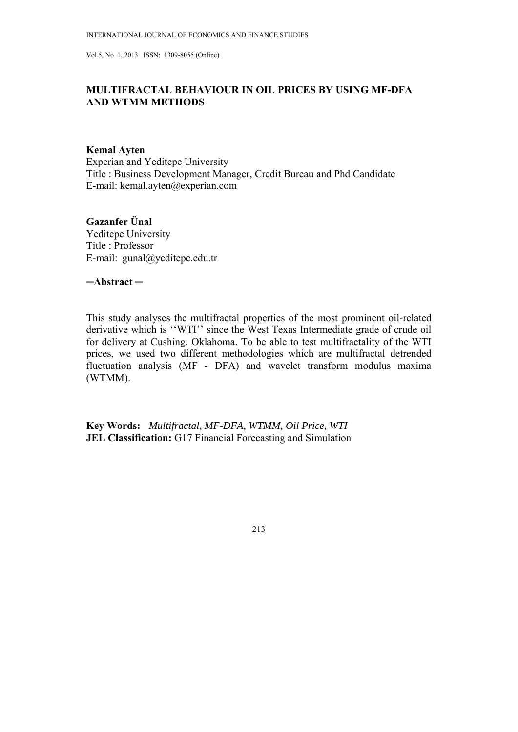# MULTIFRACTAL BEHAVIOUR IN OIL PRICES BY USING MF-DFA AND WTMM METHODS

**Kemal Ayten**
Experian and Yeditepe University
Title : Business Development Manager, Credit Bureau and Phd Candidate
E-mail: kemal.ayten@experian.com

**Gazanfer Ünal**
Yeditepe University
Title : Professor
E-mail: gunal@yeditepe.edu.tr

**─Abstract ─**

This study analyses the multifractal properties of the most prominent oil-related derivative which is ''WTI'' since the West Texas Intermediate grade of crude oil for delivery at Cushing, Oklahoma. To be able to test multifractality of the WTI prices, we used two different methodologies which are multifractal detrended fluctuation analysis (MF - DFA) and wavelet transform modulus maxima (WTMM).

**Key Words:** *Multifractal, MF-DFA, WTMM, Oil Price, WTI*
**JEL Classification:** G17 Financial Forecasting and Simulation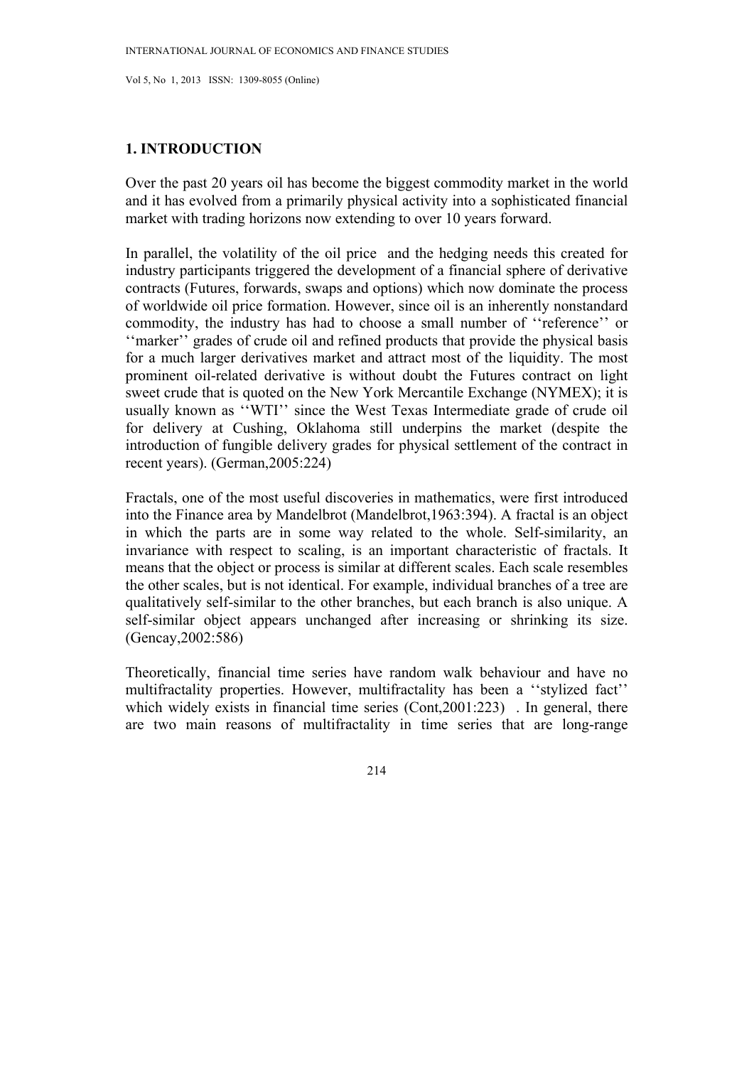## 1. INTRODUCTION

Over the past 20 years oil has become the biggest commodity market in the world and it has evolved from a primarily physical activity into a sophisticated financial market with trading horizons now extending to over 10 years forward.

In parallel, the volatility of the oil price and the hedging needs this created for industry participants triggered the development of a financial sphere of derivative contracts (Futures, forwards, swaps and options) which now dominate the process of worldwide oil price formation. However, since oil is an inherently nonstandard commodity, the industry has had to choose a small number of ''reference'' or ''marker'' grades of crude oil and refined products that provide the physical basis for a much larger derivatives market and attract most of the liquidity. The most prominent oil-related derivative is without doubt the Futures contract on light sweet crude that is quoted on the New York Mercantile Exchange (NYMEX); it is usually known as ''WTI'' since the West Texas Intermediate grade of crude oil for delivery at Cushing, Oklahoma still underpins the market (despite the introduction of fungible delivery grades for physical settlement of the contract in recent years). (German,2005:224)

Fractals, one of the most useful discoveries in mathematics, were first introduced into the Finance area by Mandelbrot (Mandelbrot,1963:394). A fractal is an object in which the parts are in some way related to the whole. Self-similarity, an invariance with respect to scaling, is an important characteristic of fractals. It means that the object or process is similar at different scales. Each scale resembles the other scales, but is not identical. For example, individual branches of a tree are qualitatively self-similar to the other branches, but each branch is also unique. A self-similar object appears unchanged after increasing or shrinking its size. (Gencay,2002:586)

Theoretically, financial time series have random walk behaviour and have no multifractality properties. However, multifractality has been a ''stylized fact'' which widely exists in financial time series (Cont,2001:223) . In general, there are two main reasons of multifractality in time series that are long-range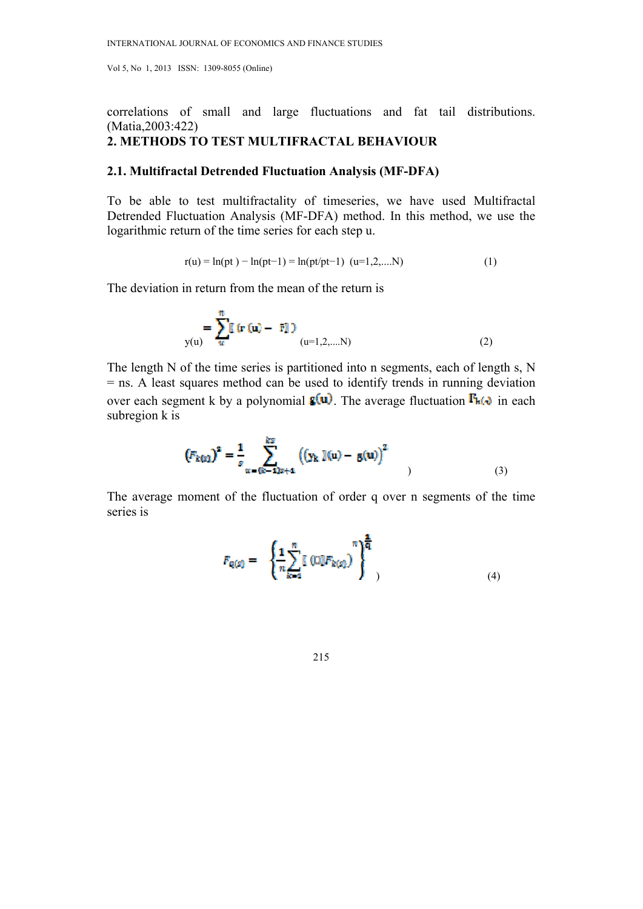correlations of small and large fluctuations and fat tail distributions. (Matia,2003:422)

## 2. METHODS TO TEST MULTIFRACTAL BEHAVIOUR

### 2.1. Multifractal Detrended Fluctuation Analysis (MF-DFA)

To be able to test multifractality of timeseries, we have used Multifractal Detrended Fluctuation Analysis (MF-DFA) method. In this method, we use the logarithmic return of the time series for each step u.

$$r(u) = \ln(p_t) - \ln(p_{t-1}) = \ln(p_t/p_{t-1}) \quad (u=1,2,....N) \tag{1}$$

The deviation in return from the mean of the return is

$$y(u) = \sum_{u}^{n} [\, (r(u) - \bar{r}] \,) \quad (u=1,2,....N) \tag{2}$$

The length N of the time series is partitioned into n segments, each of length s, N = ns. A least squares method can be used to identify trends in running deviation over each segment k by a polynomial $g(u)$. The average fluctuation $F_{k(s)}$ in each subregion k is

$$(F_{k(s)})^2 = \frac{1}{s} \sum_{u=(k-1)s+1}^{ks} \left( (y_k\,](u) - g(u) \right)^2 \,) \tag{3}$$

The average moment of the fluctuation of order q over n segments of the time series is

$$F_{q(s)} = \left\{ \frac{1}{n} \sum_{k=1}^{n} [\,(\square] F_{k(s)}) ^{n} \right\}^{\frac{1}{q}} \,) \tag{4}$$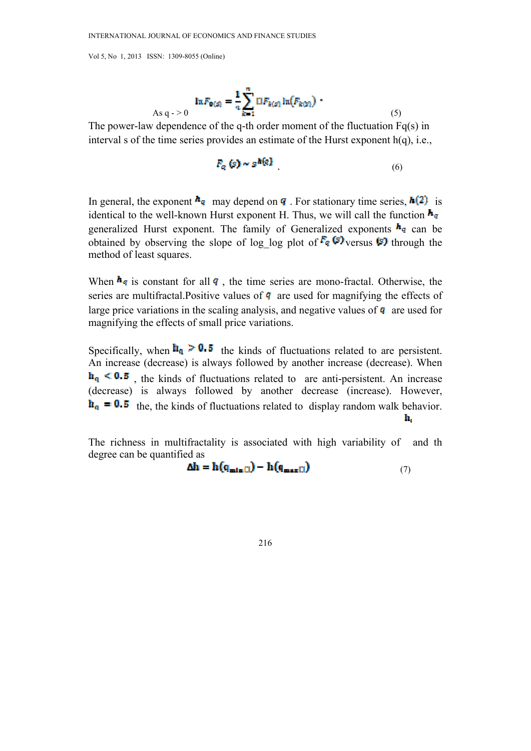$$\ln F_{0(s)} = \frac{1}{n}\sum_{k=1}^{n} \ln F_{k(s)} \ln\left(F_{k(s)}\right).$$

As q - > 0 (5)

The power-law dependence of the q-th order moment of the fluctuation Fq(s) in interval s of the time series provides an estimate of the Hurst exponent h(q), i.e.,

$$F_q(s) \sim s^{h(q)} . \qquad (6)$$

In general, the exponent $h_q$ may depend on $q$. For stationary time series, $h(2)$ is identical to the well-known Hurst exponent H. Thus, we will call the function $h_q$ generalized Hurst exponent. The family of Generalized exponents $h_q$ can be obtained by observing the slope of log_log plot of $F_q(s)$ versus $(s)$ through the method of least squares.

When $h_q$ is constant for all $q$, the time series are mono-fractal. Otherwise, the series are multifractal.Positive values of $q$ are used for magnifying the effects of large price variations in the scaling analysis, and negative values of $q$ are used for magnifying the effects of small price variations.

Specifically, when $h_q > 0.5$ the kinds of fluctuations related to are persistent. An increase (decrease) is always followed by another increase (decrease). When $h_q < 0.5$, the kinds of fluctuations related to are anti-persistent. An increase (decrease) is always followed by another decrease (increase). However, $h_q = 0.5$ the, the kinds of fluctuations related to display random walk behavior.

The richness in multifractality is associated with high variability of $h_i$ and th degree can be quantified as

$$\Delta h = h(q_{min}) - h(q_{max}) \qquad (7)$$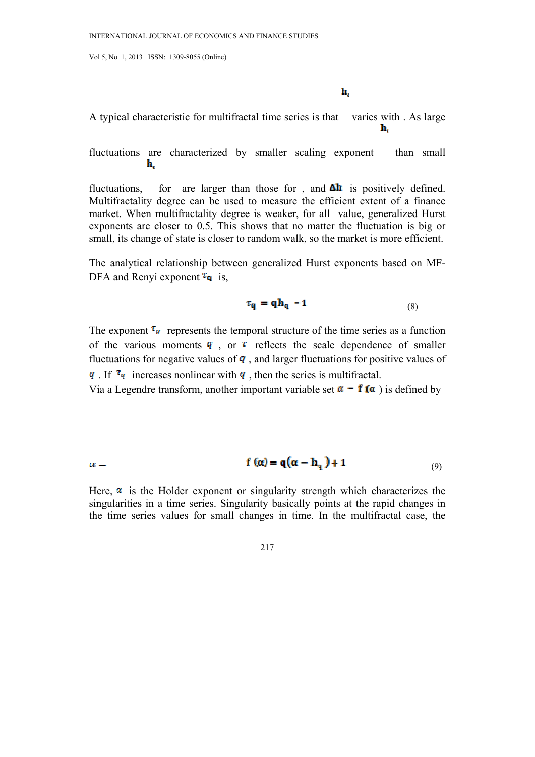A typical characteristic for multifractal time series is that $h_q$ varies with $q$. As large fluctuations are characterized by smaller scaling exponent $h_q$ than small fluctuations, $h_q$ for are larger than those for , and $\Delta h$ is positively defined. Multifractality degree can be used to measure the efficient extent of a finance market. When multifractality degree is weaker, for all value, generalized Hurst exponents are closer to 0.5. This shows that no matter the fluctuation is big or small, its change of state is closer to random walk, so the market is more efficient.

The analytical relationship between generalized Hurst exponents based on MF-DFA and Renyi exponent $\tau_q$ is,

$$\tau_q = q h_q - 1 \tag{8}$$

The exponent $\tau_q$ represents the temporal structure of the time series as a function of the various moments $q$, or $\tau$ reflects the scale dependence of smaller fluctuations for negative values of $q$, and larger fluctuations for positive values of $q$. If $\tau_q$ increases nonlinear with $q$, then the series is multifractal.

Via a Legendre transform, another important variable set $\alpha - f(\alpha)$ is defined by

$$\alpha - \qquad f(\alpha) = q(\alpha - h_q) + 1 \tag{9}$$

Here, $\alpha$ is the Holder exponent or singularity strength which characterizes the singularities in a time series. Singularity basically points at the rapid changes in the time series values for small changes in time. In the multifractal case, the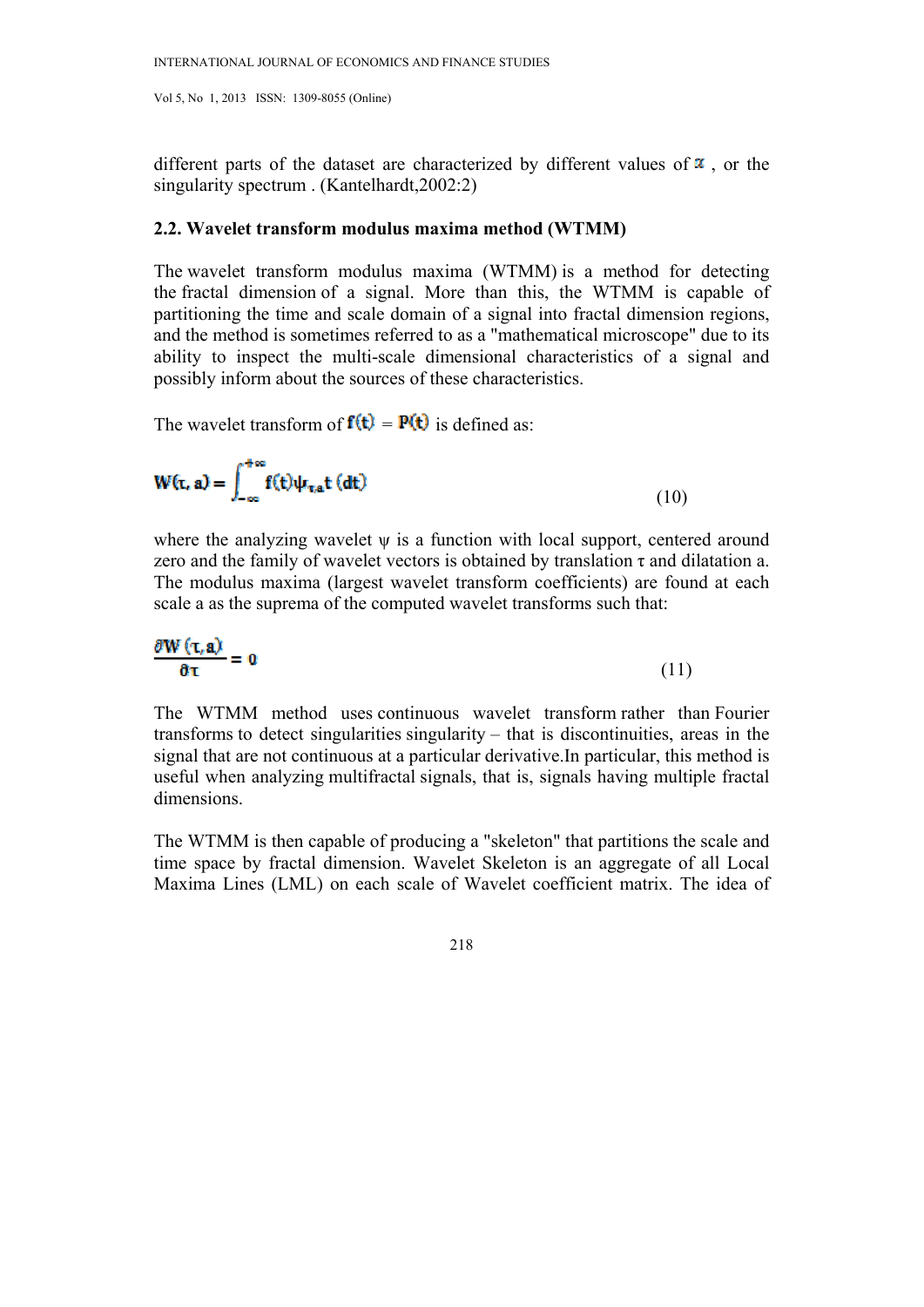different parts of the dataset are characterized by different values of $\alpha$ , or the singularity spectrum . (Kantelhardt,2002:2)

### 2.2. Wavelet transform modulus maxima method (WTMM)

The wavelet transform modulus maxima (WTMM) is a method for detecting the fractal dimension of a signal. More than this, the WTMM is capable of partitioning the time and scale domain of a signal into fractal dimension regions, and the method is sometimes referred to as a "mathematical microscope" due to its ability to inspect the multi-scale dimensional characteristics of a signal and possibly inform about the sources of these characteristics.

The wavelet transform of $f(t) = P(t)$ is defined as:

$$W(\tau, a) = \int_{-\infty}^{+\infty} f(t)\psi_{\tau,a}t\,(dt) \tag{10}$$

where the analyzing wavelet ψ is a function with local support, centered around zero and the family of wavelet vectors is obtained by translation τ and dilatation a. The modulus maxima (largest wavelet transform coefficients) are found at each scale a as the suprema of the computed wavelet transforms such that:

$$\frac{\partial W(\tau, a)}{\partial \tau} = 0 \tag{11}$$

The WTMM method uses continuous wavelet transform rather than Fourier transforms to detect singularities singularity – that is discontinuities, areas in the signal that are not continuous at a particular derivative.In particular, this method is useful when analyzing multifractal signals, that is, signals having multiple fractal dimensions.

The WTMM is then capable of producing a "skeleton" that partitions the scale and time space by fractal dimension. Wavelet Skeleton is an aggregate of all Local Maxima Lines (LML) on each scale of Wavelet coefficient matrix. The idea of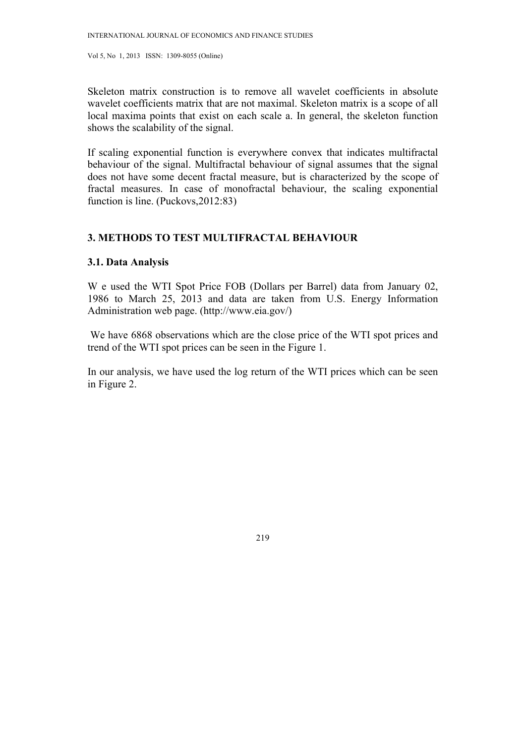Skeleton matrix construction is to remove all wavelet coefficients in absolute wavelet coefficients matrix that are not maximal. Skeleton matrix is a scope of all local maxima points that exist on each scale a. In general, the skeleton function shows the scalability of the signal.

If scaling exponential function is everywhere convex that indicates multifractal behaviour of the signal. Multifractal behaviour of signal assumes that the signal does not have some decent fractal measure, but is characterized by the scope of fractal measures. In case of monofractal behaviour, the scaling exponential function is line. (Puckovs,2012:83)

## 3. METHODS TO TEST MULTIFRACTAL BEHAVIOUR

### 3.1. Data Analysis

W e used the WTI Spot Price FOB (Dollars per Barrel) data from January 02, 1986 to March 25, 2013 and data are taken from U.S. Energy Information Administration web page. (http://www.eia.gov/)

We have 6868 observations which are the close price of the WTI spot prices and trend of the WTI spot prices can be seen in the Figure 1.

In our analysis, we have used the log return of the WTI prices which can be seen in Figure 2.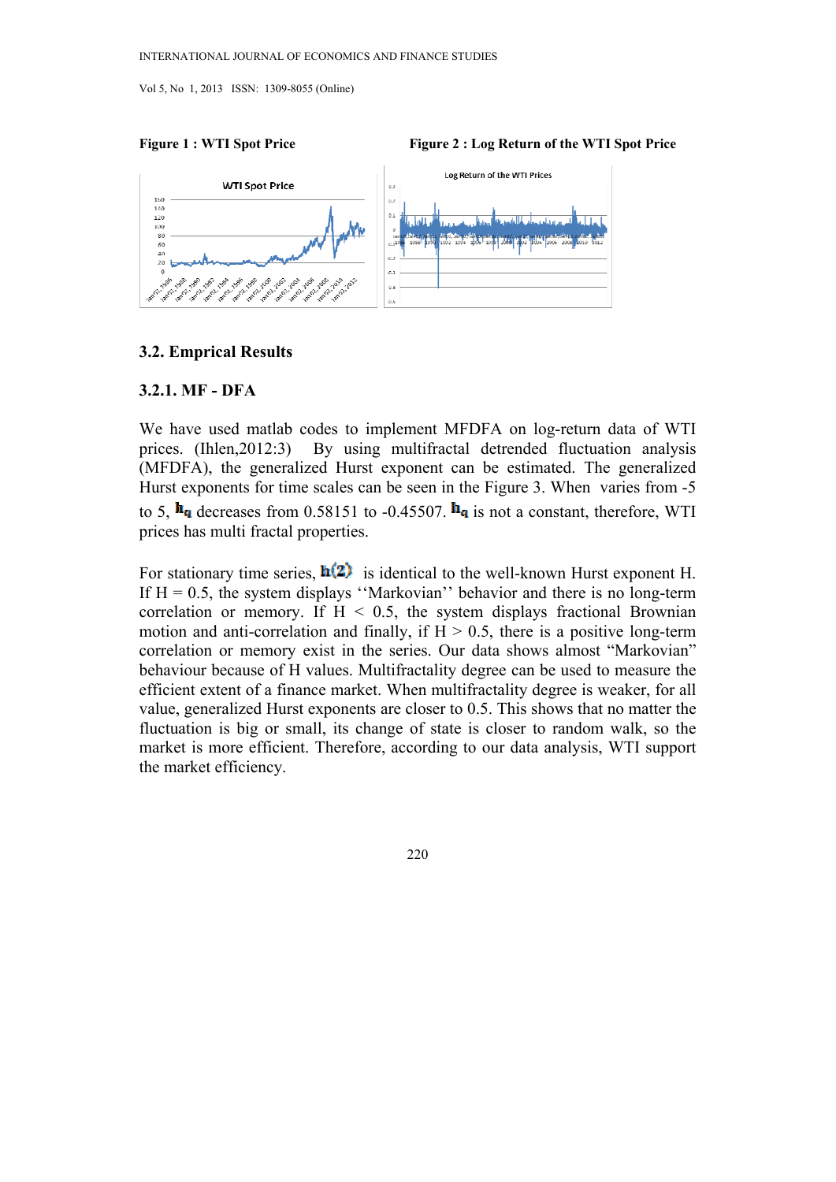**Figure 1 : WTI Spot Price**

**Figure 2 : Log Return of the WTI Spot Price**

### 3.2. Emprical Results

#### 3.2.1. MF - DFA

We have used matlab codes to implement MFDFA on log-return data of WTI prices. (Ihlen,2012:3) By using multifractal detrended fluctuation analysis (MFDFA), the generalized Hurst exponent can be estimated. The generalized Hurst exponents for time scales can be seen in the Figure 3. When varies from -5 to 5, $h_q$ decreases from 0.58151 to -0.45507. $h_q$ is not a constant, therefore, WTI prices has multi fractal properties.

For stationary time series, $h(2)$ is identical to the well-known Hurst exponent H. If H = 0.5, the system displays ''Markovian'' behavior and there is no long-term correlation or memory. If H < 0.5, the system displays fractional Brownian motion and anti-correlation and finally, if H > 0.5, there is a positive long-term correlation or memory exist in the series. Our data shows almost "Markovian" behaviour because of H values. Multifractality degree can be used to measure the efficient extent of a finance market. When multifractality degree is weaker, for all value, generalized Hurst exponents are closer to 0.5. This shows that no matter the fluctuation is big or small, its change of state is closer to random walk, so the market is more efficient. Therefore, according to our data analysis, WTI support the market efficiency.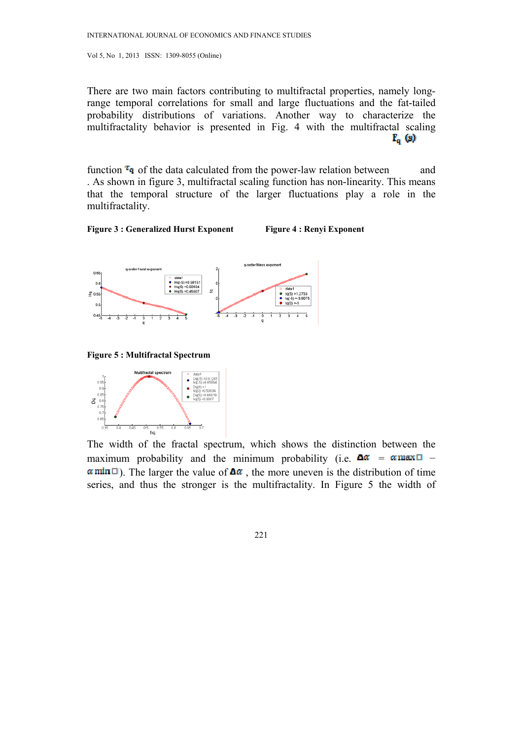There are two main factors contributing to multifractal properties, namely long-range temporal correlations for small and large fluctuations and the fat-tailed probability distributions of variations. Another way to characterize the multifractality behavior is presented in Fig. 4 with the multifractal scaling function $\tau_q$ of the data calculated from the power-law relation between $F_q(s)$ and . As shown in figure 3, multifractal scaling function has non-linearity. This means that the temporal structure of the larger fluctuations play a role in the multifractality.

**Figure 3 : Generalized Hurst Exponent**

**Figure 4 : Renyi Exponent**

**Figure 5 : Multifractal Spectrum**

The width of the fractal spectrum, which shows the distinction between the maximum probability and the minimum probability (i.e. $\Delta\alpha = \alpha_{max} - \alpha_{min}$). The larger the value of $\Delta\alpha$ , the more uneven is the distribution of time series, and thus the stronger is the multifractality. In Figure 5 the width of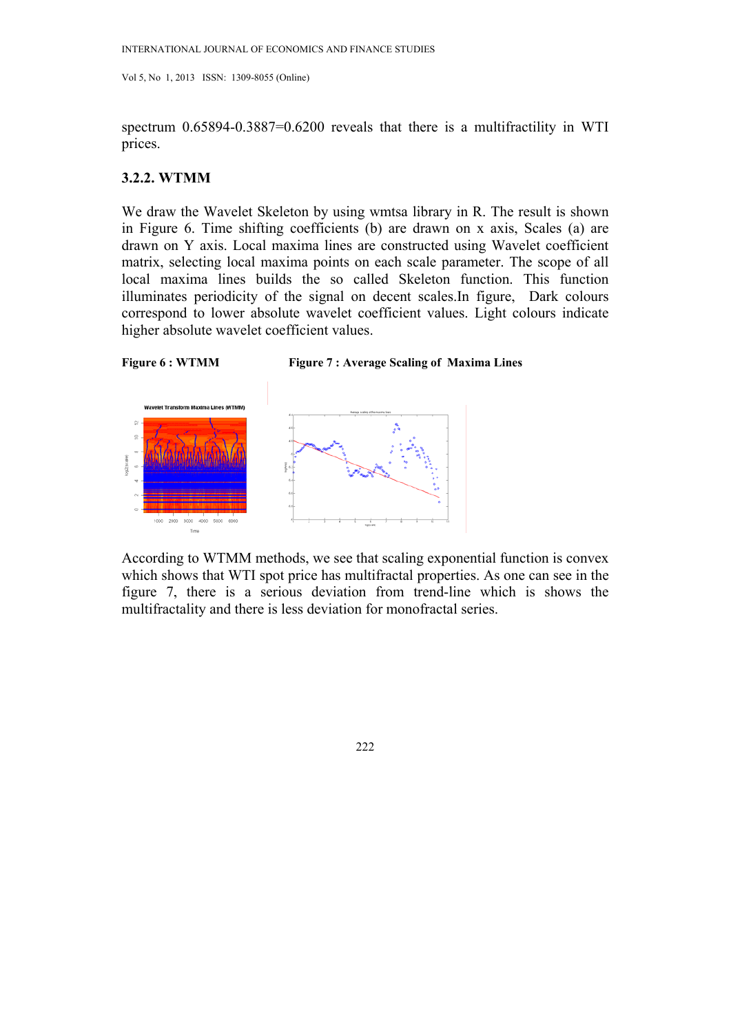spectrum 0.65894-0.3887=0.6200 reveals that there is a multifractility in WTI prices.

### 3.2.2. WTMM

We draw the Wavelet Skeleton by using wmtsa library in R. The result is shown in Figure 6. Time shifting coefficients (b) are drawn on x axis, Scales (a) are drawn on Y axis. Local maxima lines are constructed using Wavelet coefficient matrix, selecting local maxima points on each scale parameter. The scope of all local maxima lines builds the so called Skeleton function. This function illuminates periodicity of the signal on decent scales.In figure, Dark colours correspond to lower absolute wavelet coefficient values. Light colours indicate higher absolute wavelet coefficient values.

**Figure 6 : WTMM**

**Figure 7 : Average Scaling of Maxima Lines**

According to WTMM methods, we see that scaling exponential function is convex which shows that WTI spot price has multifractal properties. As one can see in the figure 7, there is a serious deviation from trend-line which is shows the multifractality and there is less deviation for monofractal series.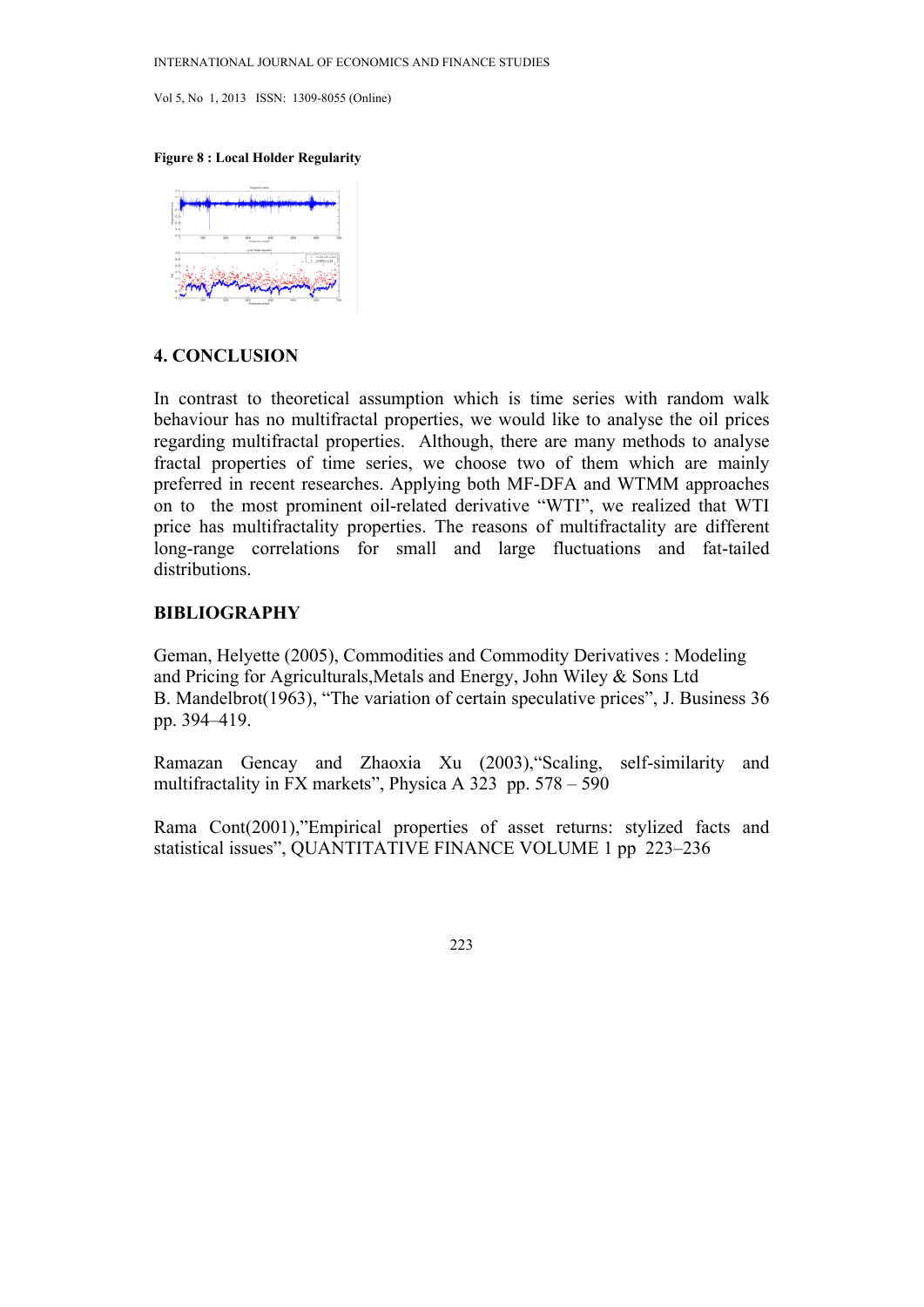**Figure 8 : Local Holder Regularity**

## 4. CONCLUSION

In contrast to theoretical assumption which is time series with random walk behaviour has no multifractal properties, we would like to analyse the oil prices regarding multifractal properties. Although, there are many methods to analyse fractal properties of time series, we choose two of them which are mainly preferred in recent researches. Applying both MF-DFA and WTMM approaches on to the most prominent oil-related derivative "WTI", we realized that WTI price has multifractality properties. The reasons of multifractality are different long-range correlations for small and large fluctuations and fat-tailed distributions.

## BIBLIOGRAPHY

Geman, Helyette (2005), Commodities and Commodity Derivatives : Modeling and Pricing for Agriculturals,Metals and Energy, John Wiley & Sons Ltd
B. Mandelbrot(1963), "The variation of certain speculative prices", J. Business 36 pp. 394–419.

Ramazan Gencay and Zhaoxia Xu (2003),"Scaling, self-similarity and multifractality in FX markets", Physica A 323 pp. 578 – 590

Rama Cont(2001),"Empirical properties of asset returns: stylized facts and statistical issues", QUANTITATIVE FINANCE VOLUME 1 pp 223–236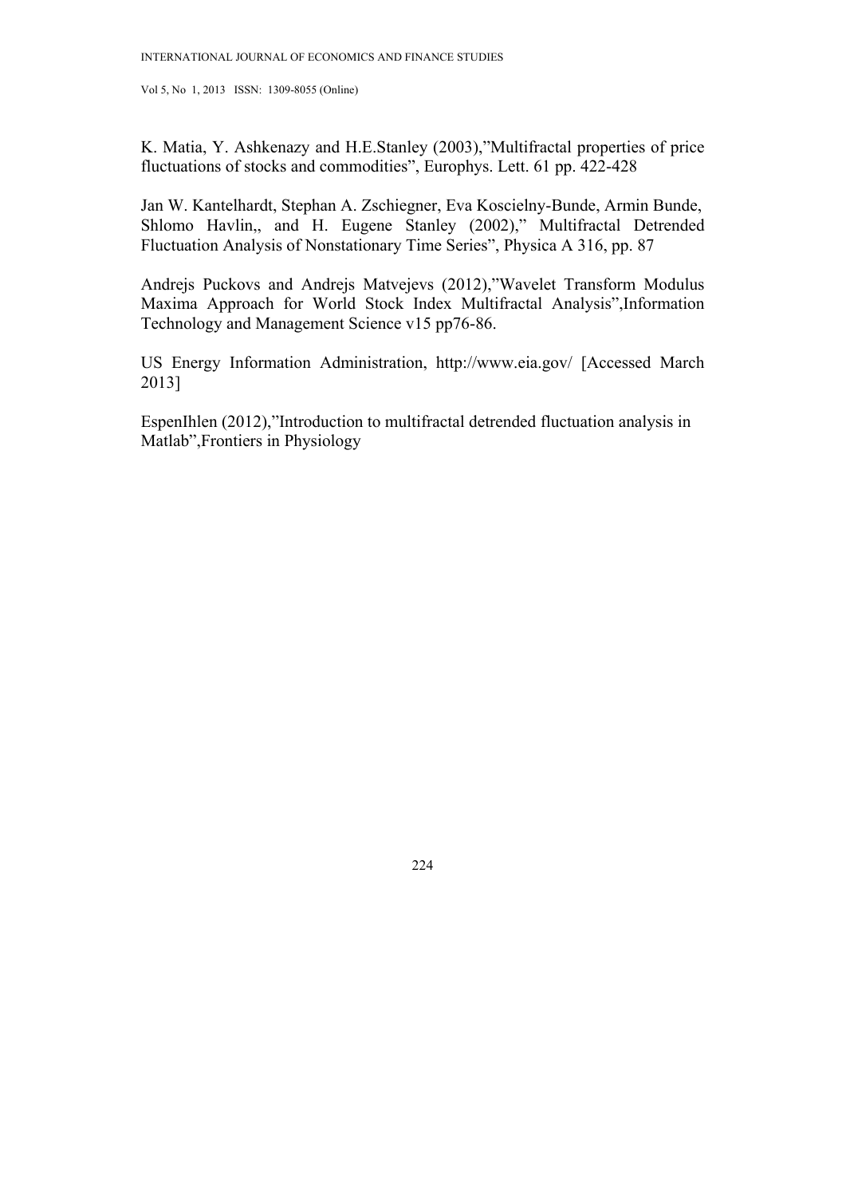K. Matia, Y. Ashkenazy and H.E.Stanley (2003),"Multifractal properties of price fluctuations of stocks and commodities", Europhys. Lett. 61 pp. 422-428

Jan W. Kantelhardt, Stephan A. Zschiegner, Eva Koscielny-Bunde, Armin Bunde, Shlomo Havlin,, and H. Eugene Stanley (2002)," Multifractal Detrended Fluctuation Analysis of Nonstationary Time Series", Physica A 316, pp. 87

Andrejs Puckovs and Andrejs Matvejevs (2012),"Wavelet Transform Modulus Maxima Approach for World Stock Index Multifractal Analysis",Information Technology and Management Science v15 pp76-86.

US Energy Information Administration, http://www.eia.gov/ [Accessed March 2013]

EspenIhlen (2012),"Introduction to multifractal detrended fluctuation analysis in Matlab",Frontiers in Physiology